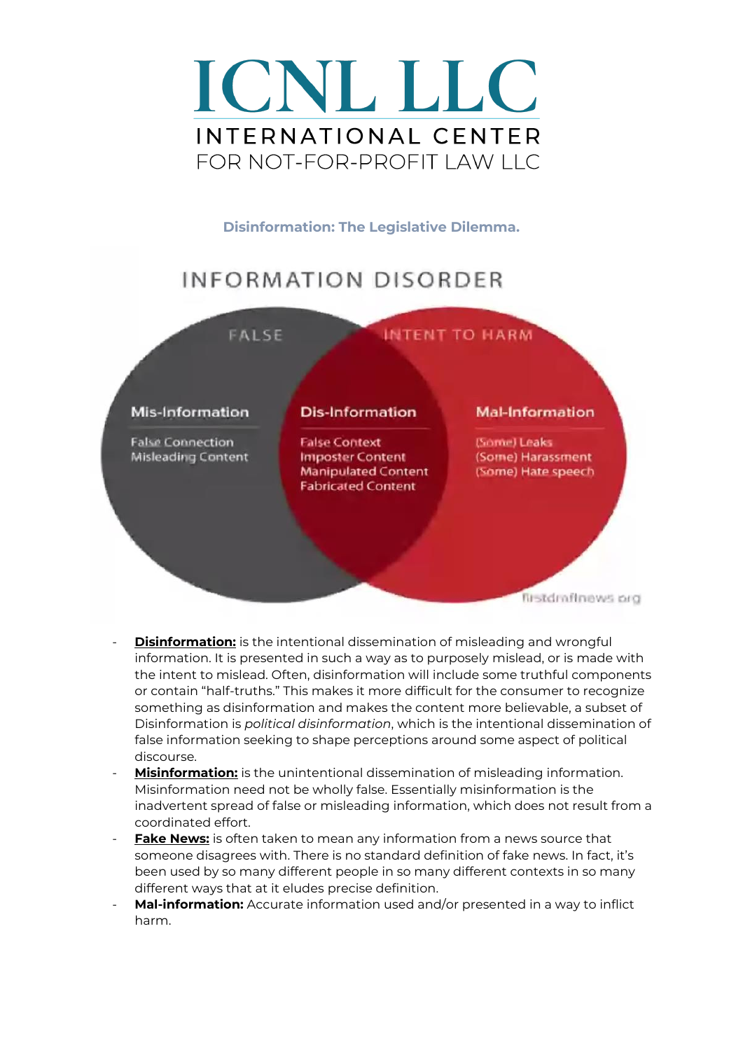# ICNL LLC

INTERNATIONAL CENTER
FOR NOT-FOR-PROFIT LAW LLC

**Disinformation: The Legislative Dilemma.**

INFORMATION DISORDER

FALSE

INTENT TO HARM

**Mis-Information**

False Connection
Misleading Content

**Dis-Information**

False Context
Imposter Content
Manipulated Content
Fabricated Content

**Mal-Information**

(Some) Leaks
(Some) Harassment
(Some) Hate speech

firstdraftnews.org

- **Disinformation:** is the intentional dissemination of misleading and wrongful information. It is presented in such a way as to purposely mislead, or is made with the intent to mislead. Often, disinformation will include some truthful components or contain "half-truths." This makes it more difficult for the consumer to recognize something as disinformation and makes the content more believable, a subset of Disinformation is *political disinformation*, which is the intentional dissemination of false information seeking to shape perceptions around some aspect of political discourse.
- **Misinformation:** is the unintentional dissemination of misleading information. Misinformation need not be wholly false. Essentially misinformation is the inadvertent spread of false or misleading information, which does not result from a coordinated effort.
- **Fake News:** is often taken to mean any information from a news source that someone disagrees with. There is no standard definition of fake news. In fact, it's been used by so many different people in so many different contexts in so many different ways that at it eludes precise definition.
- **Mal-information:** Accurate information used and/or presented in a way to inflict harm.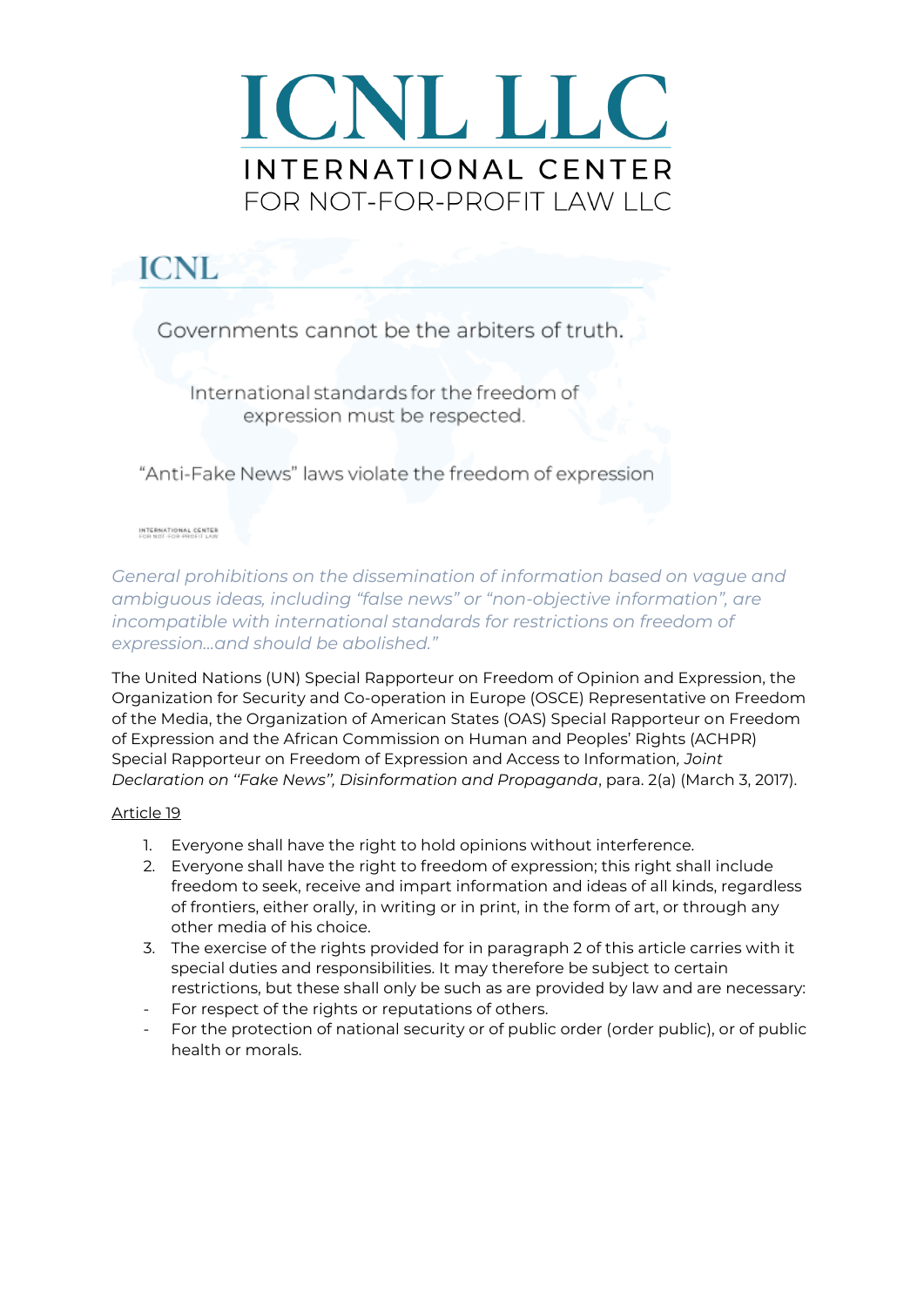# ICNL LLC

INTERNATIONAL CENTER
FOR NOT-FOR-PROFIT LAW LLC

ICNL

Governments cannot be the arbiters of truth.

International standards for the freedom of expression must be respected.

"Anti-Fake News" laws violate the freedom of expression

INTERNATIONAL CENTER
FOR NOT-FOR-PROFIT LAW

*General prohibitions on the dissemination of information based on vague and ambiguous ideas, including "false news" or "non-objective information", are incompatible with international standards for restrictions on freedom of expression...and should be abolished."*

The United Nations (UN) Special Rapporteur on Freedom of Opinion and Expression, the Organization for Security and Co-operation in Europe (OSCE) Representative on Freedom of the Media, the Organization of American States (OAS) Special Rapporteur on Freedom of Expression and the African Commission on Human and Peoples' Rights (ACHPR) Special Rapporteur on Freedom of Expression and Access to Information, *Joint Declaration on "Fake News", Disinformation and Propaganda*, para. 2(a) (March 3, 2017).

Article 19

1. Everyone shall have the right to hold opinions without interference.
2. Everyone shall have the right to freedom of expression; this right shall include freedom to seek, receive and impart information and ideas of all kinds, regardless of frontiers, either orally, in writing or in print, in the form of art, or through any other media of his choice.
3. The exercise of the rights provided for in paragraph 2 of this article carries with it special duties and responsibilities. It may therefore be subject to certain restrictions, but these shall only be such as are provided by law and are necessary:

- For respect of the rights or reputations of others.
- For the protection of national security or of public order (order public), or of public health or morals.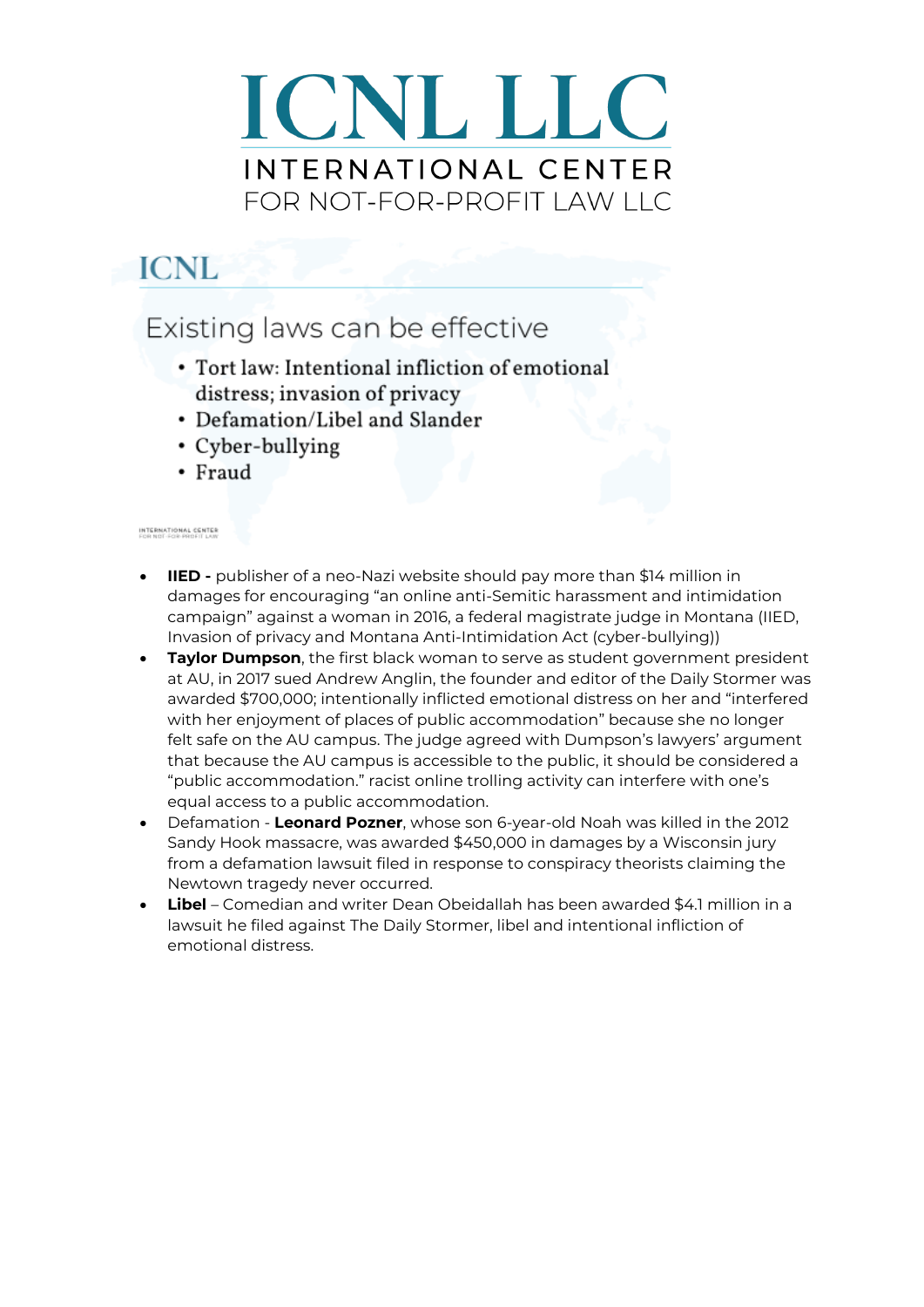# ICNL LLC

INTERNATIONAL CENTER

FOR NOT-FOR-PROFIT LAW LLC

## ICNL

### Existing laws can be effective

- Tort law: Intentional infliction of emotional distress; invasion of privacy
- Defamation/Libel and Slander
- Cyber-bullying
- Fraud

INTERNATIONAL CENTER FOR NOT-FOR-PROFIT LAW

- **IIED -** publisher of a neo-Nazi website should pay more than $14 million in damages for encouraging "an online anti-Semitic harassment and intimidation campaign" against a woman in 2016, a federal magistrate judge in Montana (IIED, Invasion of privacy and Montana Anti-Intimidation Act (cyber-bullying))
- **Taylor Dumpson**, the first black woman to serve as student government president at AU, in 2017 sued Andrew Anglin, the founder and editor of the Daily Stormer was awarded $700,000; intentionally inflicted emotional distress on her and "interfered with her enjoyment of places of public accommodation" because she no longer felt safe on the AU campus. The judge agreed with Dumpson's lawyers' argument that because the AU campus is accessible to the public, it should be considered a "public accommodation." racist online trolling activity can interfere with one's equal access to a public accommodation.
- Defamation - **Leonard Pozner**, whose son 6-year-old Noah was killed in the 2012 Sandy Hook massacre, was awarded $450,000 in damages by a Wisconsin jury from a defamation lawsuit filed in response to conspiracy theorists claiming the Newtown tragedy never occurred.
- **Libel** – Comedian and writer Dean Obeidallah has been awarded $4.1 million in a lawsuit he filed against The Daily Stormer, libel and intentional infliction of emotional distress.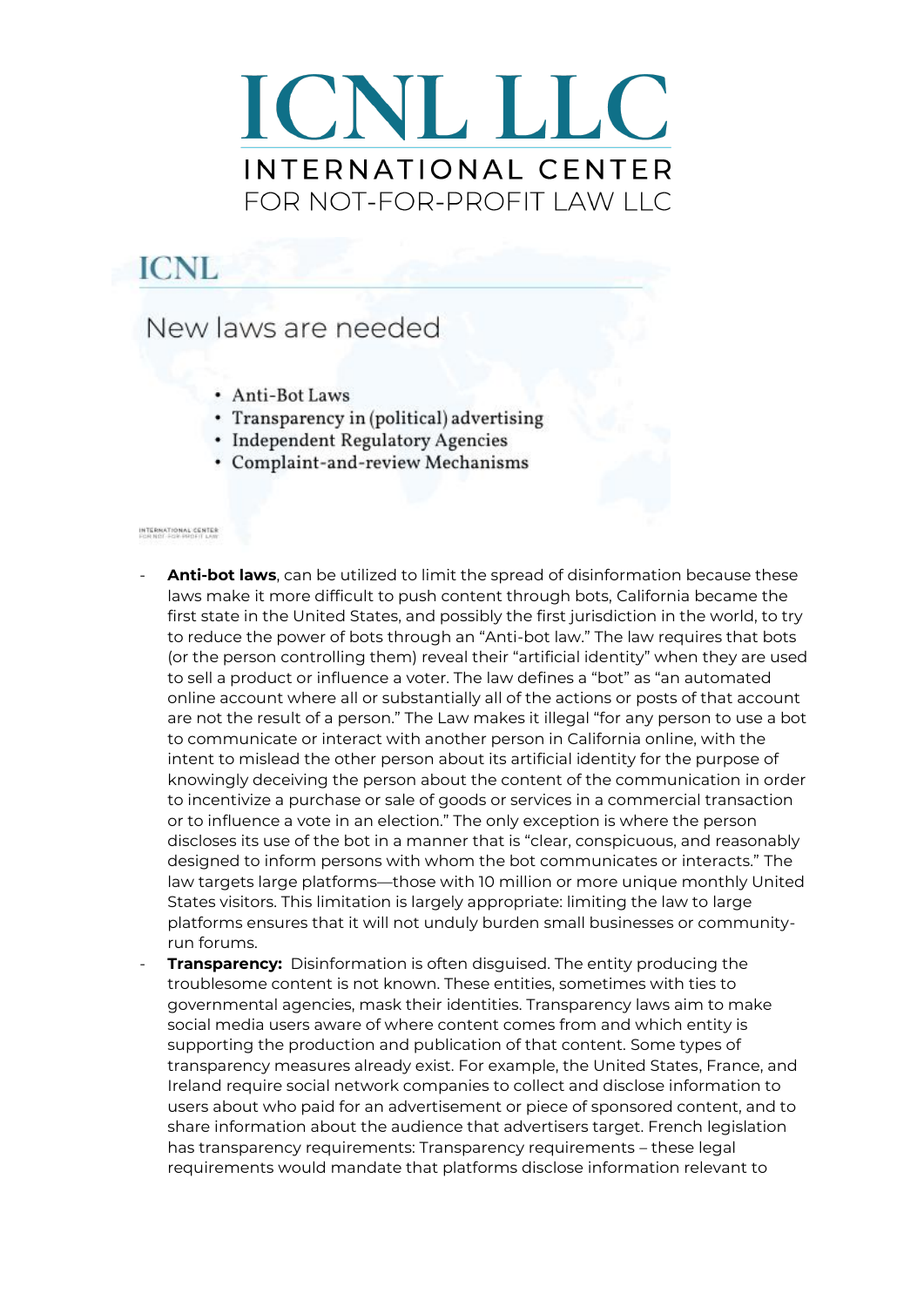# ICNL LLC

INTERNATIONAL CENTER
FOR NOT-FOR-PROFIT LAW LLC

## ICNL

### New laws are needed

- Anti-Bot Laws
- Transparency in (political) advertising
- Independent Regulatory Agencies
- Complaint-and-review Mechanisms

- **Anti-bot laws**, can be utilized to limit the spread of disinformation because these laws make it more difficult to push content through bots, California became the first state in the United States, and possibly the first jurisdiction in the world, to try to reduce the power of bots through an "Anti-bot law." The law requires that bots (or the person controlling them) reveal their "artificial identity" when they are used to sell a product or influence a voter. The law defines a "bot" as "an automated online account where all or substantially all of the actions or posts of that account are not the result of a person." The Law makes it illegal "for any person to use a bot to communicate or interact with another person in California online, with the intent to mislead the other person about its artificial identity for the purpose of knowingly deceiving the person about the content of the communication in order to incentivize a purchase or sale of goods or services in a commercial transaction or to influence a vote in an election." The only exception is where the person discloses its use of the bot in a manner that is "clear, conspicuous, and reasonably designed to inform persons with whom the bot communicates or interacts." The law targets large platforms—those with 10 million or more unique monthly United States visitors. This limitation is largely appropriate: limiting the law to large platforms ensures that it will not unduly burden small businesses or community-run forums.
- **Transparency:** Disinformation is often disguised. The entity producing the troublesome content is not known. These entities, sometimes with ties to governmental agencies, mask their identities. Transparency laws aim to make social media users aware of where content comes from and which entity is supporting the production and publication of that content. Some types of transparency measures already exist. For example, the United States, France, and Ireland require social network companies to collect and disclose information to users about who paid for an advertisement or piece of sponsored content, and to share information about the audience that advertisers target. French legislation has transparency requirements: Transparency requirements – these legal requirements would mandate that platforms disclose information relevant to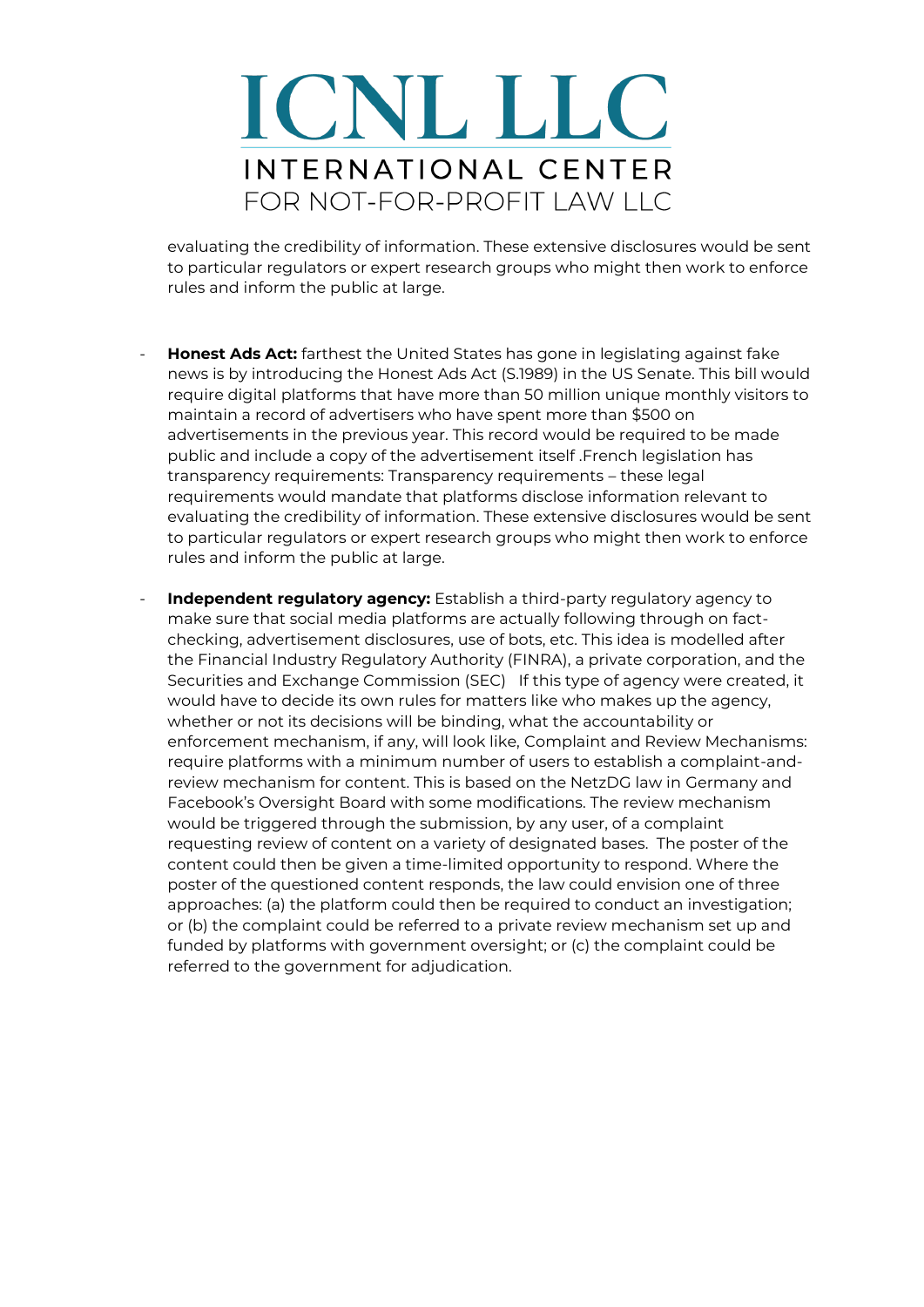evaluating the credibility of information. These extensive disclosures would be sent to particular regulators or expert research groups who might then work to enforce rules and inform the public at large.

- **Honest Ads Act:** farthest the United States has gone in legislating against fake news is by introducing the Honest Ads Act (S.1989) in the US Senate. This bill would require digital platforms that have more than 50 million unique monthly visitors to maintain a record of advertisers who have spent more than $500 on advertisements in the previous year. This record would be required to be made public and include a copy of the advertisement itself .French legislation has transparency requirements: Transparency requirements – these legal requirements would mandate that platforms disclose information relevant to evaluating the credibility of information. These extensive disclosures would be sent to particular regulators or expert research groups who might then work to enforce rules and inform the public at large.

- **Independent regulatory agency:** Establish a third-party regulatory agency to make sure that social media platforms are actually following through on fact-checking, advertisement disclosures, use of bots, etc. This idea is modelled after the Financial Industry Regulatory Authority (FINRA), a private corporation, and the Securities and Exchange Commission (SEC) If this type of agency were created, it would have to decide its own rules for matters like who makes up the agency, whether or not its decisions will be binding, what the accountability or enforcement mechanism, if any, will look like, Complaint and Review Mechanisms: require platforms with a minimum number of users to establish a complaint-and-review mechanism for content. This is based on the NetzDG law in Germany and Facebook's Oversight Board with some modifications. The review mechanism would be triggered through the submission, by any user, of a complaint requesting review of content on a variety of designated bases. The poster of the content could then be given a time-limited opportunity to respond. Where the poster of the questioned content responds, the law could envision one of three approaches: (a) the platform could then be required to conduct an investigation; or (b) the complaint could be referred to a private review mechanism set up and funded by platforms with government oversight; or (c) the complaint could be referred to the government for adjudication.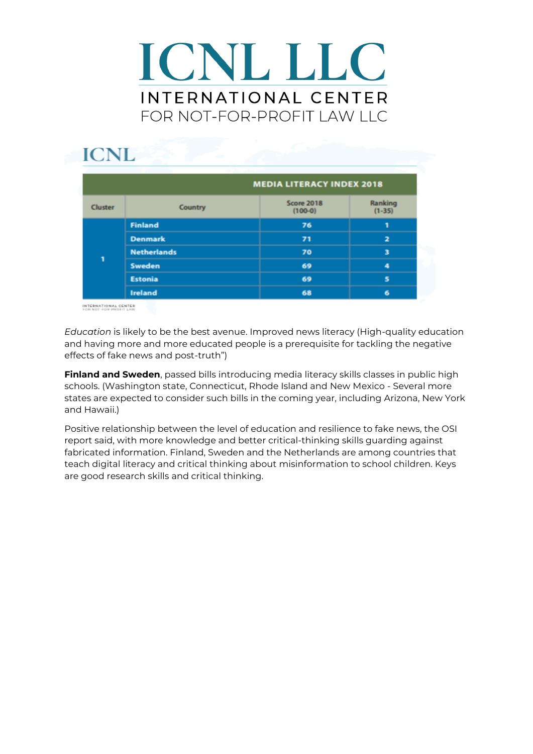# ICNL LLC

INTERNATIONAL CENTER
FOR NOT-FOR-PROFIT LAW LLC

ICNL

| MEDIA LITERACY INDEX 2018 | | | |
|---|---|---|---|
| Cluster | Country | Score 2018 (100-0) | Ranking (1-35) |
| 1 | Finland | 76 | 1 |
| | Denmark | 71 | 2 |
| | Netherlands | 70 | 3 |
| | Sweden | 69 | 4 |
| | Estonia | 69 | 5 |
| | Ireland | 68 | 6 |

INTERNATIONAL CENTER FOR NOT-FOR-PROFIT LAW

*Education* is likely to be the best avenue. Improved news literacy (High-quality education and having more and more educated people is a prerequisite for tackling the negative effects of fake news and post-truth")

**Finland and Sweden**, passed bills introducing media literacy skills classes in public high schools. (Washington state, Connecticut, Rhode Island and New Mexico - Several more states are expected to consider such bills in the coming year, including Arizona, New York and Hawaii.)

Positive relationship between the level of education and resilience to fake news, the OSI report said, with more knowledge and better critical-thinking skills guarding against fabricated information. Finland, Sweden and the Netherlands are among countries that teach digital literacy and critical thinking about misinformation to school children. Keys are good research skills and critical thinking.